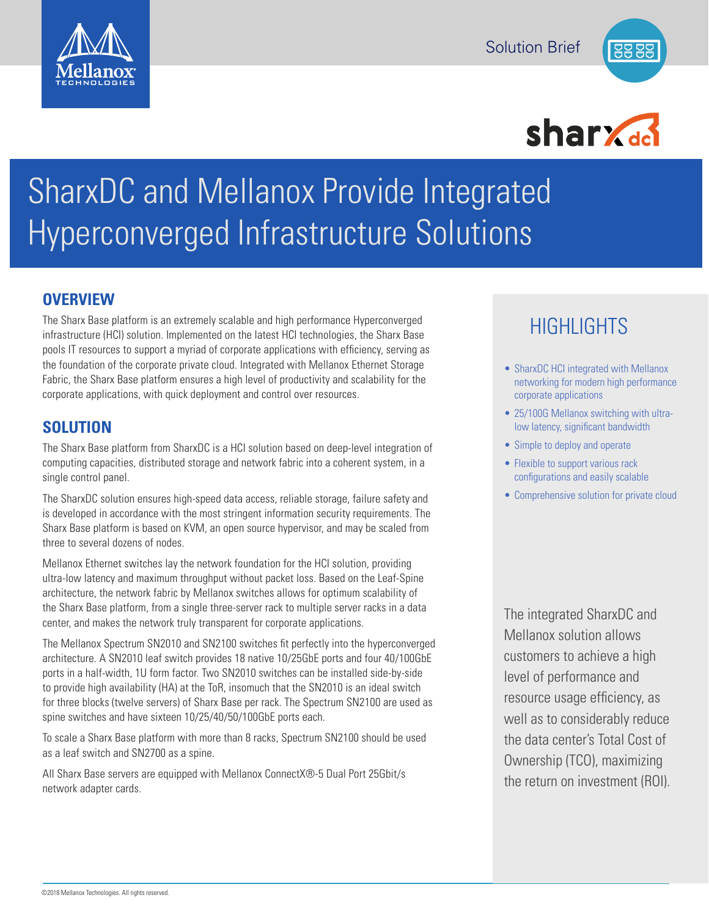Solution Brief

# SharxDC and Mellanox Provide Integrated Hyperconverged Infrastructure Solutions

## OVERVIEW

The Sharx Base platform is an extremely scalable and high performance Hyperconverged infrastructure (HCI) solution. Implemented on the latest HCI technologies, the Sharx Base pools IT resources to support a myriad of corporate applications with efficiency, serving as the foundation of the corporate private cloud. Integrated with Mellanox Ethernet Storage Fabric, the Sharx Base platform ensures a high level of productivity and scalability for the corporate applications, with quick deployment and control over resources.

## SOLUTION

The Sharx Base platform from SharxDC is a HCI solution based on deep-level integration of computing capacities, distributed storage and network fabric into a coherent system, in a single control panel.

The SharxDC solution ensures high-speed data access, reliable storage, failure safety and is developed in accordance with the most stringent information security requirements. The Sharx Base platform is based on KVM, an open source hypervisor, and may be scaled from three to several dozens of nodes.

Mellanox Ethernet switches lay the network foundation for the HCI solution, providing ultra-low latency and maximum throughput without packet loss. Based on the Leaf-Spine architecture, the network fabric by Mellanox switches allows for optimum scalability of the Sharx Base platform, from a single three-server rack to multiple server racks in a data center, and makes the network truly transparent for corporate applications.

The Mellanox Spectrum SN2010 and SN2100 switches fit perfectly into the hyperconverged architecture. A SN2010 leaf switch provides 18 native 10/25GbE ports and four 40/100GbE ports in a half-width, 1U form factor. Two SN2010 switches can be installed side-by-side to provide high availability (HA) at the ToR, insomuch that the SN2010 is an ideal switch for three blocks (twelve servers) of Sharx Base per rack. The Spectrum SN2100 are used as spine switches and have sixteen 10/25/40/50/100GbE ports each.

To scale a Sharx Base platform with more than 8 racks, Spectrum SN2100 should be used as a leaf switch and SN2700 as a spine.

All Sharx Base servers are equipped with Mellanox ConnectX®-5 Dual Port 25Gbit/s network adapter cards.

## HIGHLIGHTS

- SharxDC HCI integrated with Mellanox networking for modern high performance corporate applications
- 25/100G Mellanox switching with ultra-low latency, significant bandwidth
- Simple to deploy and operate
- Flexible to support various rack configurations and easily scalable
- Comprehensive solution for private cloud

The integrated SharxDC and Mellanox solution allows customers to achieve a high level of performance and resource usage efficiency, as well as to considerably reduce the data center's Total Cost of Ownership (TCO), maximizing the return on investment (ROI).

©2018 Mellanox Technologies. All rights reserved.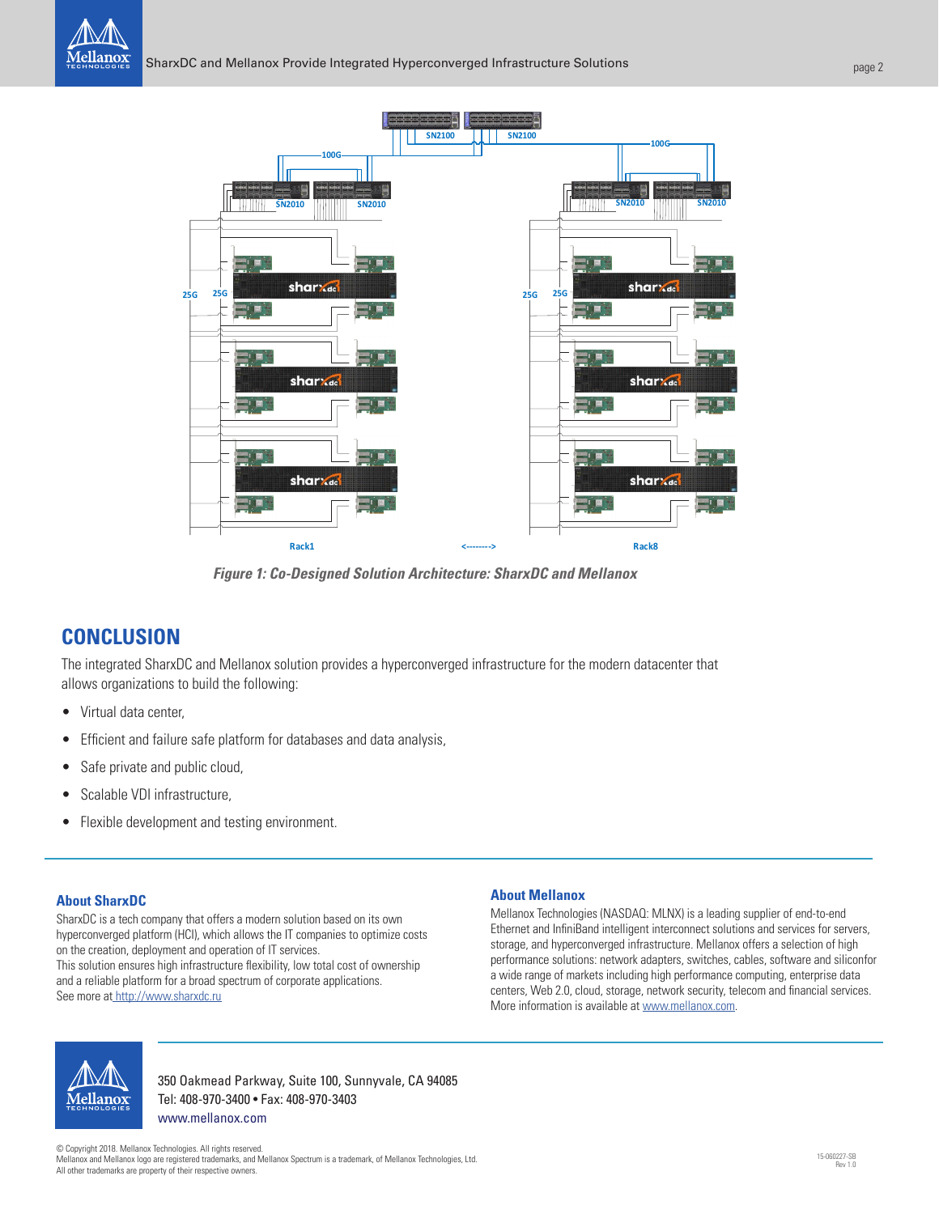SN2100
SN2100
100G
100G
SN2010
SN2010
SN2010
SN2010
25G
25G
25G
25G
Rack1
<-------->
Rack8

*Figure 1: Co-Designed Solution Architecture: SharxDC and Mellanox*

## CONCLUSION

The integrated SharxDC and Mellanox solution provides a hyperconverged infrastructure for the modern datacenter that allows organizations to build the following:

- Virtual data center,
- Efficient and failure safe platform for databases and data analysis,
- Safe private and public cloud,
- Scalable VDI infrastructure,
- Flexible development and testing environment.

### About SharxDC

SharxDC is a tech company that offers a modern solution based on its own hyperconverged platform (HCI), which allows the IT companies to optimize costs on the creation, deployment and operation of IT services.
This solution ensures high infrastructure flexibility, low total cost of ownership and a reliable platform for a broad spectrum of corporate applications.
See more at http://www.sharxdc.ru

### About Mellanox

Mellanox Technologies (NASDAQ: MLNX) is a leading supplier of end-to-end Ethernet and InfiniBand intelligent interconnect solutions and services for servers, storage, and hyperconverged infrastructure. Mellanox offers a selection of high performance solutions: network adapters, switches, cables, software and siliconfor a wide range of markets including high performance computing, enterprise data centers, Web 2.0, cloud, storage, network security, telecom and financial services. More information is available at www.mellanox.com.

350 Oakmead Parkway, Suite 100, Sunnyvale, CA 94085
Tel: 408-970-3400 • Fax: 408-970-3403
www.mellanox.com

© Copyright 2018. Mellanox Technologies. All rights reserved.
Mellanox and Mellanox logo are registered trademarks, and Mellanox Spectrum is a trademark, of Mellanox Technologies, Ltd.
All other trademarks are property of their respective owners.

15-060227-SB
Rev 1.0